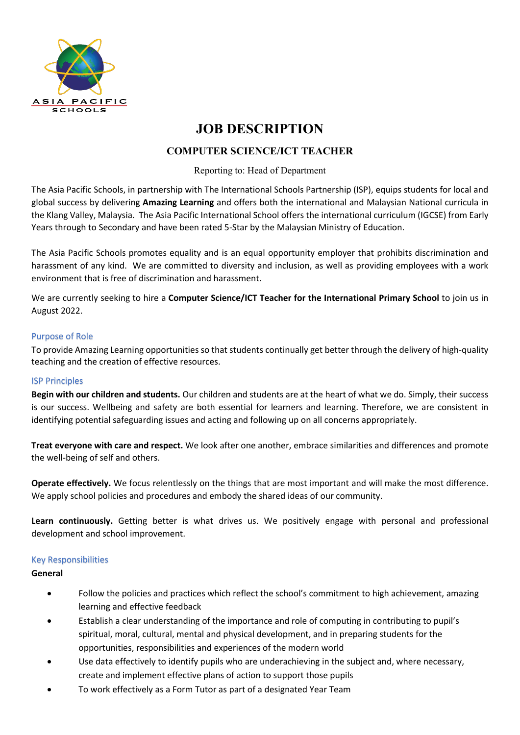ASIA PACIFIC
SCHOOLS

# JOB DESCRIPTION

## COMPUTER SCIENCE/ICT TEACHER

Reporting to: Head of Department

The Asia Pacific Schools, in partnership with The International Schools Partnership (ISP), equips students for local and global success by delivering **Amazing Learning** and offers both the international and Malaysian National curricula in the Klang Valley, Malaysia. The Asia Pacific International School offers the international curriculum (IGCSE) from Early Years through to Secondary and have been rated 5-Star by the Malaysian Ministry of Education.

The Asia Pacific Schools promotes equality and is an equal opportunity employer that prohibits discrimination and harassment of any kind. We are committed to diversity and inclusion, as well as providing employees with a work environment that is free of discrimination and harassment.

We are currently seeking to hire a **Computer Science/ICT Teacher for the International Primary School** to join us in August 2022.

### Purpose of Role

To provide Amazing Learning opportunities so that students continually get better through the delivery of high-quality teaching and the creation of effective resources.

### ISP Principles

**Begin with our children and students.** Our children and students are at the heart of what we do. Simply, their success is our success. Wellbeing and safety are both essential for learners and learning. Therefore, we are consistent in identifying potential safeguarding issues and acting and following up on all concerns appropriately.

**Treat everyone with care and respect.** We look after one another, embrace similarities and differences and promote the well-being of self and others.

**Operate effectively.** We focus relentlessly on the things that are most important and will make the most difference. We apply school policies and procedures and embody the shared ideas of our community.

**Learn continuously.** Getting better is what drives us. We positively engage with personal and professional development and school improvement.

### Key Responsibilities

**General**

- Follow the policies and practices which reflect the school's commitment to high achievement, amazing learning and effective feedback
- Establish a clear understanding of the importance and role of computing in contributing to pupil's spiritual, moral, cultural, mental and physical development, and in preparing students for the opportunities, responsibilities and experiences of the modern world
- Use data effectively to identify pupils who are underachieving in the subject and, where necessary, create and implement effective plans of action to support those pupils
- To work effectively as a Form Tutor as part of a designated Year Team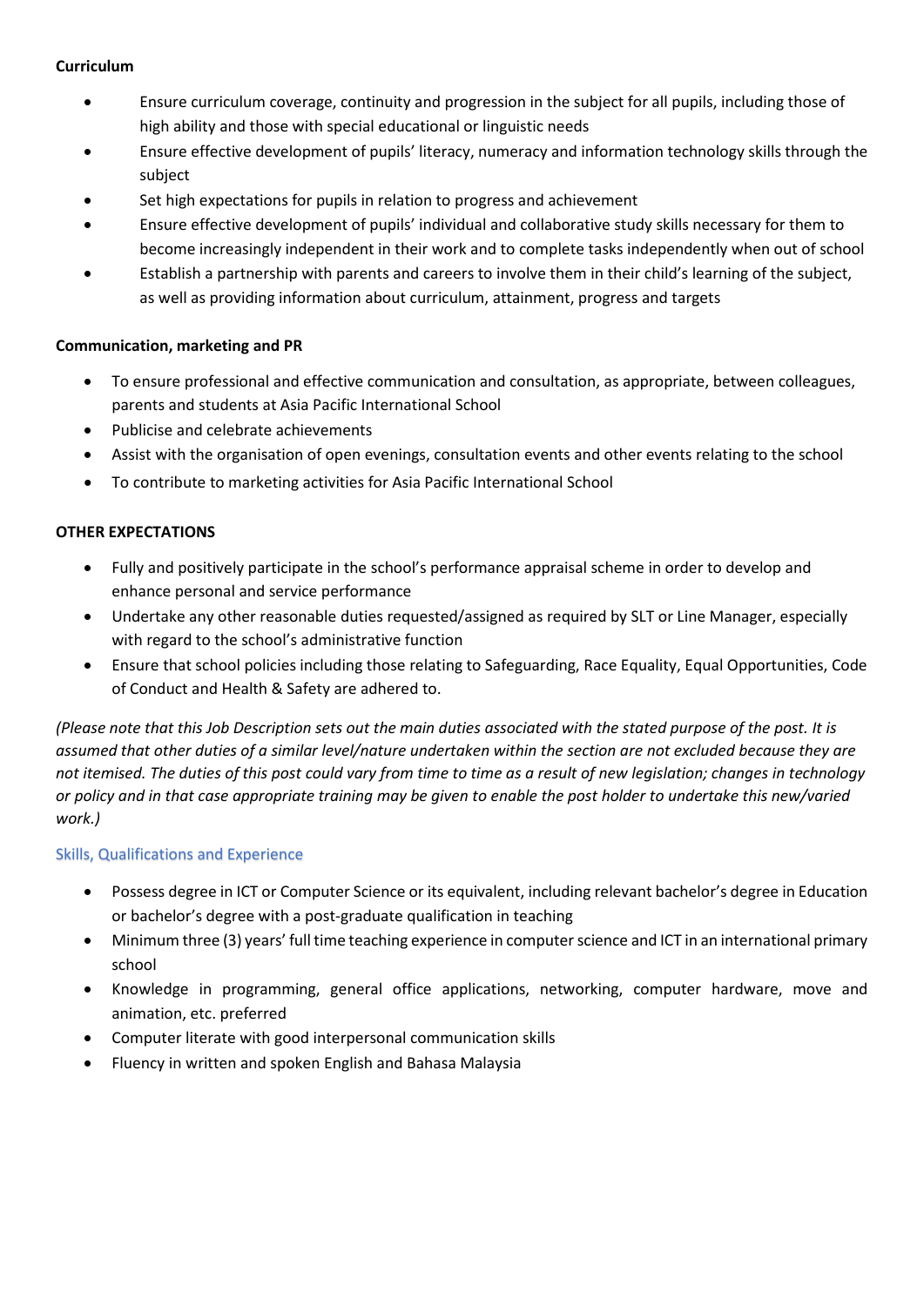**Curriculum**

- Ensure curriculum coverage, continuity and progression in the subject for all pupils, including those of high ability and those with special educational or linguistic needs
- Ensure effective development of pupils' literacy, numeracy and information technology skills through the subject
- Set high expectations for pupils in relation to progress and achievement
- Ensure effective development of pupils' individual and collaborative study skills necessary for them to become increasingly independent in their work and to complete tasks independently when out of school
- Establish a partnership with parents and careers to involve them in their child's learning of the subject, as well as providing information about curriculum, attainment, progress and targets

**Communication, marketing and PR**

- To ensure professional and effective communication and consultation, as appropriate, between colleagues, parents and students at Asia Pacific International School
- Publicise and celebrate achievements
- Assist with the organisation of open evenings, consultation events and other events relating to the school
- To contribute to marketing activities for Asia Pacific International School

**OTHER EXPECTATIONS**

- Fully and positively participate in the school's performance appraisal scheme in order to develop and enhance personal and service performance
- Undertake any other reasonable duties requested/assigned as required by SLT or Line Manager, especially with regard to the school's administrative function
- Ensure that school policies including those relating to Safeguarding, Race Equality, Equal Opportunities, Code of Conduct and Health & Safety are adhered to.

*(Please note that this Job Description sets out the main duties associated with the stated purpose of the post. It is assumed that other duties of a similar level/nature undertaken within the section are not excluded because they are not itemised. The duties of this post could vary from time to time as a result of new legislation; changes in technology or policy and in that case appropriate training may be given to enable the post holder to undertake this new/varied work.)*

## Skills, Qualifications and Experience

- Possess degree in ICT or Computer Science or its equivalent, including relevant bachelor's degree in Education or bachelor's degree with a post-graduate qualification in teaching
- Minimum three (3) years' full time teaching experience in computer science and ICT in an international primary school
- Knowledge in programming, general office applications, networking, computer hardware, move and animation, etc. preferred
- Computer literate with good interpersonal communication skills
- Fluency in written and spoken English and Bahasa Malaysia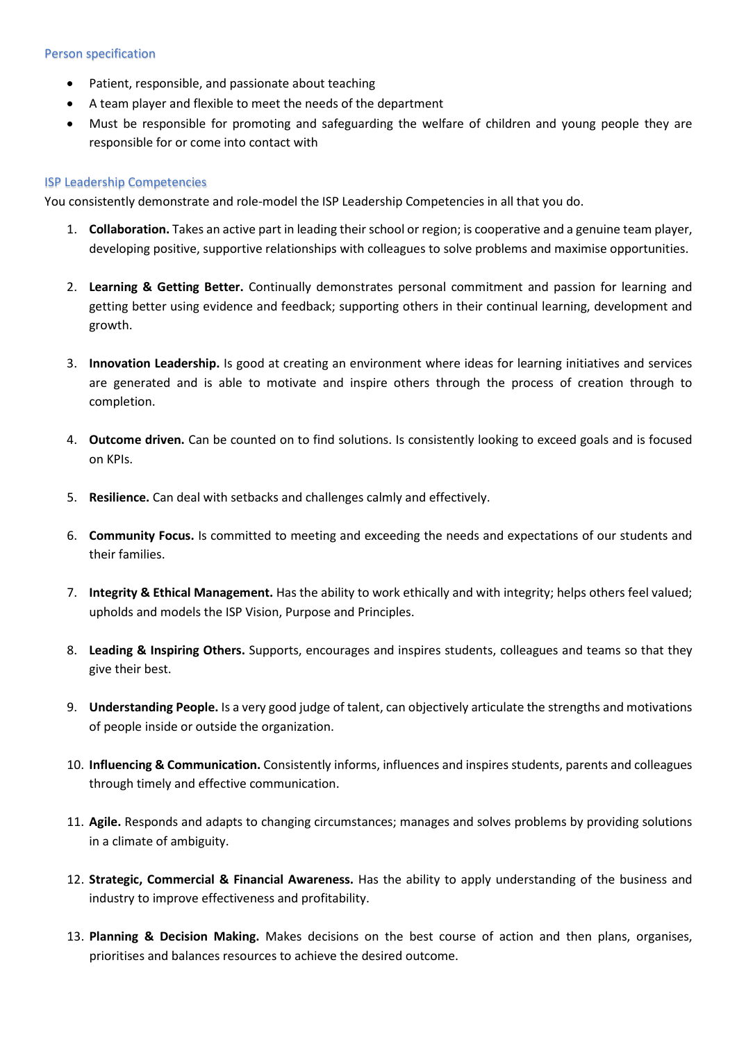## Person specification

- Patient, responsible, and passionate about teaching
- A team player and flexible to meet the needs of the department
- Must be responsible for promoting and safeguarding the welfare of children and young people they are responsible for or come into contact with

## ISP Leadership Competencies

You consistently demonstrate and role-model the ISP Leadership Competencies in all that you do.

1. **Collaboration.** Takes an active part in leading their school or region; is cooperative and a genuine team player, developing positive, supportive relationships with colleagues to solve problems and maximise opportunities.

2. **Learning & Getting Better.** Continually demonstrates personal commitment and passion for learning and getting better using evidence and feedback; supporting others in their continual learning, development and growth.

3. **Innovation Leadership.** Is good at creating an environment where ideas for learning initiatives and services are generated and is able to motivate and inspire others through the process of creation through to completion.

4. **Outcome driven.** Can be counted on to find solutions. Is consistently looking to exceed goals and is focused on KPIs.

5. **Resilience.** Can deal with setbacks and challenges calmly and effectively.

6. **Community Focus.** Is committed to meeting and exceeding the needs and expectations of our students and their families.

7. **Integrity & Ethical Management.** Has the ability to work ethically and with integrity; helps others feel valued; upholds and models the ISP Vision, Purpose and Principles.

8. **Leading & Inspiring Others.** Supports, encourages and inspires students, colleagues and teams so that they give their best.

9. **Understanding People.** Is a very good judge of talent, can objectively articulate the strengths and motivations of people inside or outside the organization.

10. **Influencing & Communication.** Consistently informs, influences and inspires students, parents and colleagues through timely and effective communication.

11. **Agile.** Responds and adapts to changing circumstances; manages and solves problems by providing solutions in a climate of ambiguity.

12. **Strategic, Commercial & Financial Awareness.** Has the ability to apply understanding of the business and industry to improve effectiveness and profitability.

13. **Planning & Decision Making.** Makes decisions on the best course of action and then plans, organises, prioritises and balances resources to achieve the desired outcome.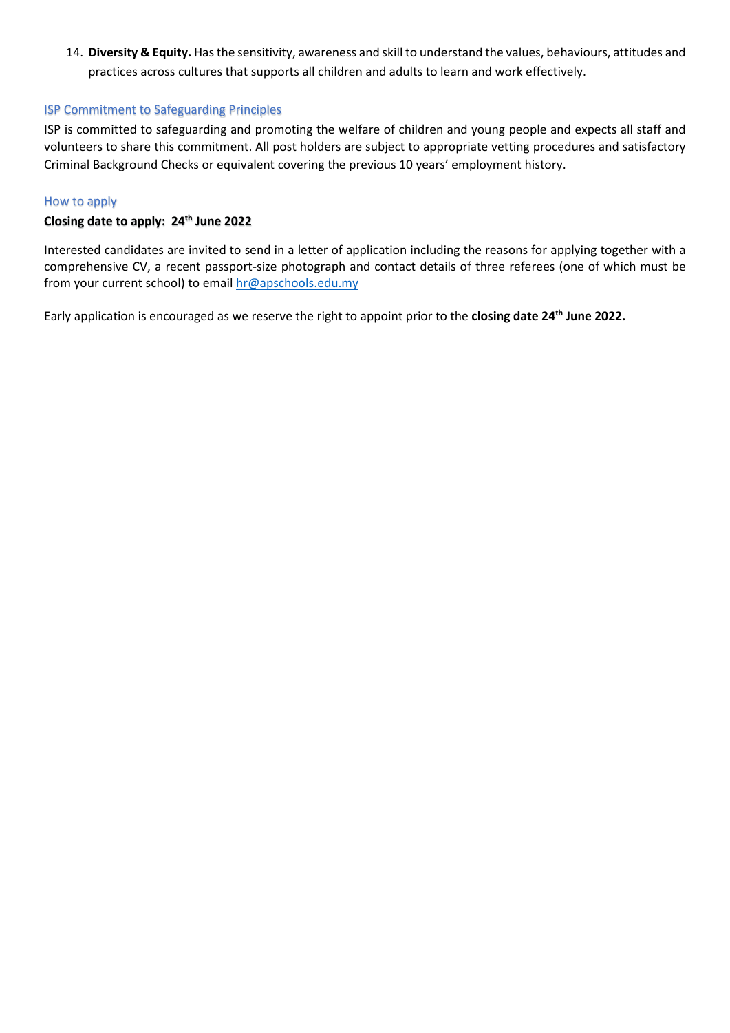14. **Diversity & Equity.** Has the sensitivity, awareness and skill to understand the values, behaviours, attitudes and practices across cultures that supports all children and adults to learn and work effectively.

## ISP Commitment to Safeguarding Principles

ISP is committed to safeguarding and promoting the welfare of children and young people and expects all staff and volunteers to share this commitment. All post holders are subject to appropriate vetting procedures and satisfactory Criminal Background Checks or equivalent covering the previous 10 years' employment history.

## How to apply

**Closing date to apply: 24th June 2022**

Interested candidates are invited to send in a letter of application including the reasons for applying together with a comprehensive CV, a recent passport-size photograph and contact details of three referees (one of which must be from your current school) to email hr@apschools.edu.my

Early application is encouraged as we reserve the right to appoint prior to the **closing date 24th June 2022.**